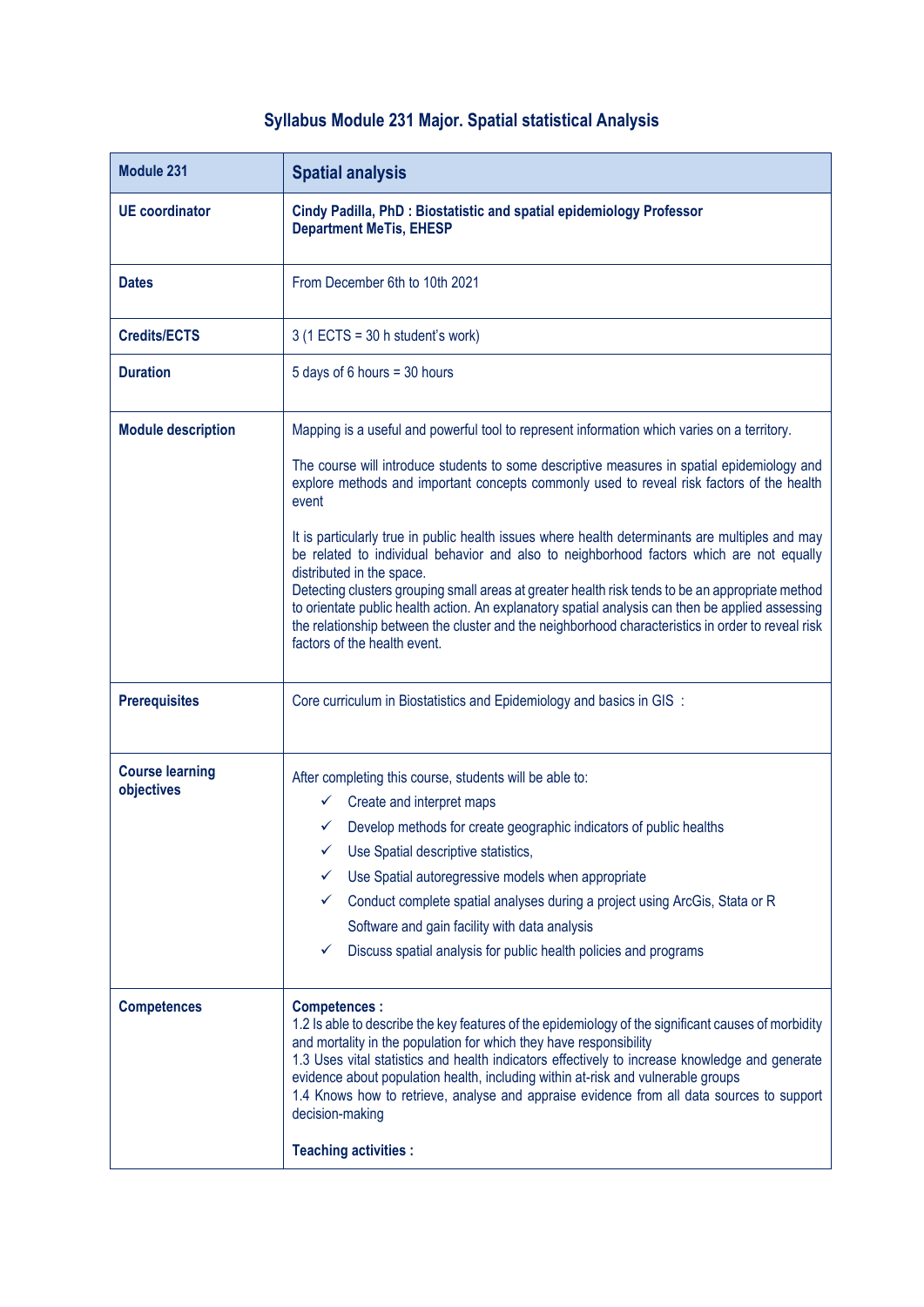# Syllabus Module 231 Major. Spatial statistical Analysis

| **Module 231** | **Spatial analysis** |
|---|---|
| **UE coordinator** | **Cindy Padilla, PhD : Biostatistic and spatial epidemiology Professor**<br>**Department MeTis, EHESP** |
| **Dates** | From December 6th to 10th 2021 |
| **Credits/ECTS** | 3 (1 ECTS = 30 h student's work) |
| **Duration** | 5 days of 6 hours = 30 hours |
| **Module description** | Mapping is a useful and powerful tool to represent information which varies on a territory.<br><br>The course will introduce students to some descriptive measures in spatial epidemiology and explore methods and important concepts commonly used to reveal risk factors of the health event<br><br>It is particularly true in public health issues where health determinants are multiples and may be related to individual behavior and also to neighborhood factors which are not equally distributed in the space.<br>Detecting clusters grouping small areas at greater health risk tends to be an appropriate method to orientate public health action. An explanatory spatial analysis can then be applied assessing the relationship between the cluster and the neighborhood characteristics in order to reveal risk factors of the health event. |
| **Prerequisites** | Core curriculum in Biostatistics and Epidemiology and basics in GIS : |
| **Course learning objectives** | After completing this course, students will be able to:<br>✓ Create and interpret maps<br>✓ Develop methods for create geographic indicators of public healths<br>✓ Use Spatial descriptive statistics,<br>✓ Use Spatial autoregressive models when appropriate<br>✓ Conduct complete spatial analyses during a project using ArcGis, Stata or R Software and gain facility with data analysis<br>✓ Discuss spatial analysis for public health policies and programs |
| **Competences** | **Competences :**<br>1.2 Is able to describe the key features of the epidemiology of the significant causes of morbidity and mortality in the population for which they have responsibility<br>1.3 Uses vital statistics and health indicators effectively to increase knowledge and generate evidence about population health, including within at-risk and vulnerable groups<br>1.4 Knows how to retrieve, analyse and appraise evidence from all data sources to support decision-making<br><br>**Teaching activities :** |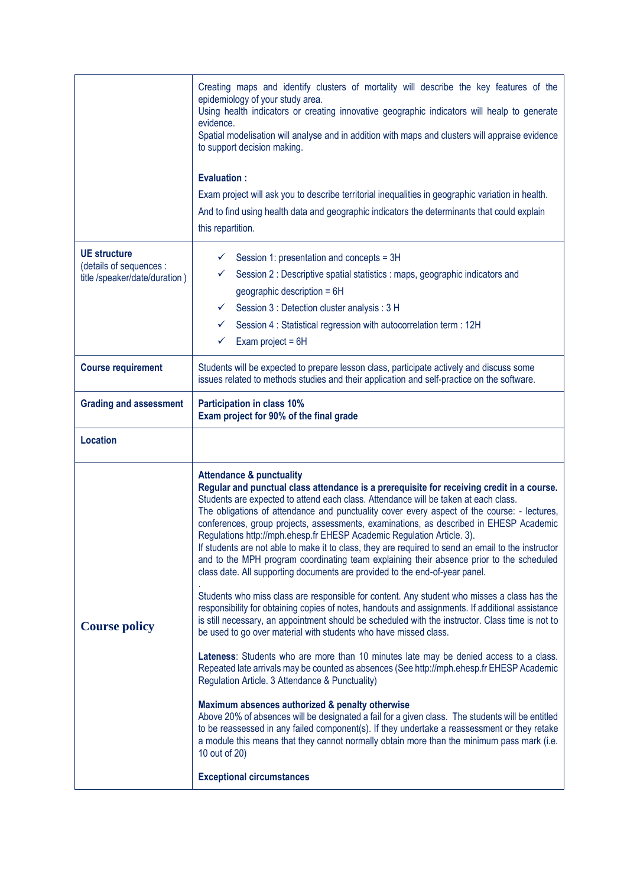| | |
|---|---|
| | Creating maps and identify clusters of mortality will describe the key features of the epidemiology of your study area.<br>Using health indicators or creating innovative geographic indicators will healp to generate evidence.<br>Spatial modelisation will analyse and in addition with maps and clusters will appraise evidence to support decision making.<br><br>**Evaluation :**<br>Exam project will ask you to describe territorial inequalities in geographic variation in health.<br>And to find using health data and geographic indicators the determinants that could explain this repartition. |
| **UE structure**<br>(details of sequences : title /speaker/date/duration ) | ✓ Session 1: presentation and concepts = 3H<br>✓ Session 2 : Descriptive spatial statistics : maps, geographic indicators and geographic description = 6H<br>✓ Session 3 : Detection cluster analysis : 3 H<br>✓ Session 4 : Statistical regression with autocorrelation term : 12H<br>✓ Exam project = 6H |
| **Course requirement** | Students will be expected to prepare lesson class, participate actively and discuss some issues related to methods studies and their application and self-practice on the software. |
| **Grading and assessment** | **Participation in class 10%**<br>**Exam project for 90% of the final grade** |
| **Location** | |
| **Course policy** | **Attendance & punctuality**<br>**Regular and punctual class attendance is a prerequisite for receiving credit in a course.**<br>Students are expected to attend each class. Attendance will be taken at each class.<br>The obligations of attendance and punctuality cover every aspect of the course: - lectures, conferences, group projects, assessments, examinations, as described in EHESP Academic Regulations http://mph.ehesp.fr EHESP Academic Regulation Article. 3).<br>If students are not able to make it to class, they are required to send an email to the instructor and to the MPH program coordinating team explaining their absence prior to the scheduled class date. All supporting documents are provided to the end-of-year panel.<br>.<br>Students who miss class are responsible for content. Any student who misses a class has the responsibility for obtaining copies of notes, handouts and assignments. If additional assistance is still necessary, an appointment should be scheduled with the instructor. Class time is not to be used to go over material with students who have missed class.<br><br>**Lateness**: Students who are more than 10 minutes late may be denied access to a class. Repeated late arrivals may be counted as absences (See http://mph.ehesp.fr EHESP Academic Regulation Article. 3 Attendance & Punctuality)<br><br>**Maximum absences authorized & penalty otherwise**<br>Above 20% of absences will be designated a fail for a given class. The students will be entitled to be reassessed in any failed component(s). If they undertake a reassessment or they retake a module this means that they cannot normally obtain more than the minimum pass mark (i.e. 10 out of 20)<br><br>**Exceptional circumstances** |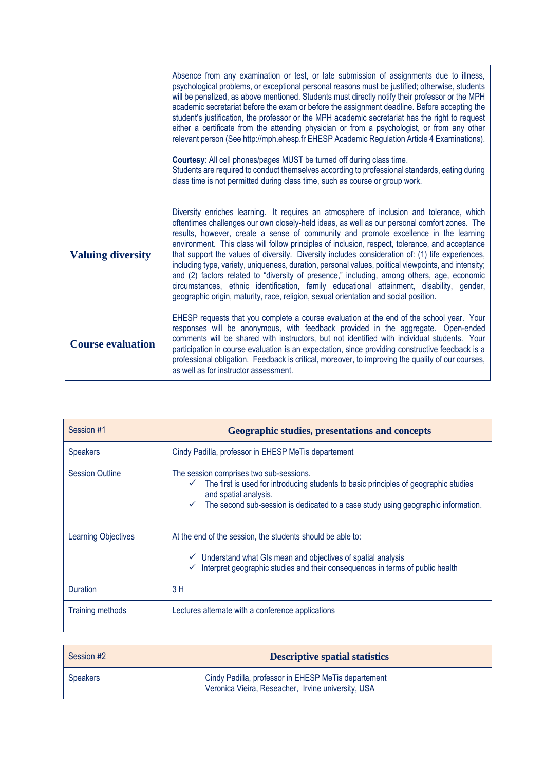| | |
|---|---|
| | Absence from any examination or test, or late submission of assignments due to illness, psychological problems, or exceptional personal reasons must be justified; otherwise, students will be penalized, as above mentioned. Students must directly notify their professor or the MPH academic secretariat before the exam or before the assignment deadline. Before accepting the student's justification, the professor or the MPH academic secretariat has the right to request either a certificate from the attending physician or from a psychologist, or from any other relevant person (See http://mph.ehesp.fr EHESP Academic Regulation Article 4 Examinations).<br><br>**Courtesy**: All cell phones/pages MUST be turned off during class time.<br>Students are required to conduct themselves according to professional standards, eating during class time is not permitted during class time, such as course or group work. |
| **Valuing diversity** | Diversity enriches learning. It requires an atmosphere of inclusion and tolerance, which oftentimes challenges our own closely-held ideas, as well as our personal comfort zones. The results, however, create a sense of community and promote excellence in the learning environment. This class will follow principles of inclusion, respect, tolerance, and acceptance that support the values of diversity. Diversity includes consideration of: (1) life experiences, including type, variety, uniqueness, duration, personal values, political viewpoints, and intensity; and (2) factors related to "diversity of presence," including, among others, age, economic circumstances, ethnic identification, family educational attainment, disability, gender, geographic origin, maturity, race, religion, sexual orientation and social position. |
| **Course evaluation** | EHESP requests that you complete a course evaluation at the end of the school year. Your responses will be anonymous, with feedback provided in the aggregate. Open-ended comments will be shared with instructors, but not identified with individual students. Your participation in course evaluation is an expectation, since providing constructive feedback is a professional obligation. Feedback is critical, moreover, to improving the quality of our courses, as well as for instructor assessment. |

| Session #1 | **Geographic studies, presentations and concepts** |
|---|---|
| Speakers | Cindy Padilla, professor in EHESP MeTis departement |
| Session Outline | The session comprises two sub-sessions.<br>✓ The first is used for introducing students to basic principles of geographic studies and spatial analysis.<br>✓ The second sub-session is dedicated to a case study using geographic information. |
| Learning Objectives | At the end of the session, the students should be able to:<br><br>✓ Understand what GIs mean and objectives of spatial analysis<br>✓ Interpret geographic studies and their consequences in terms of public health |
| Duration | 3 H |
| Training methods | Lectures alternate with a conference applications |

| Session #2 | **Descriptive spatial statistics** |
|---|---|
| Speakers | Cindy Padilla, professor in EHESP MeTis departement<br>Veronica Vieira, Reseacher, Irvine university, USA |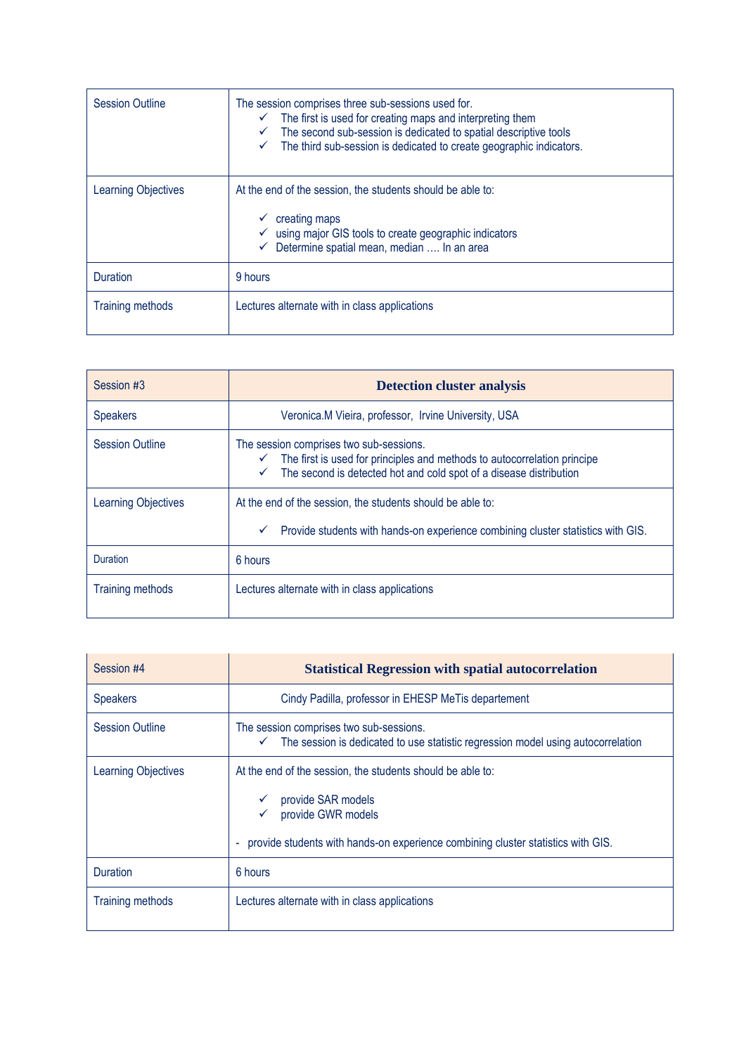| | |
|---|---|
| Session Outline | The session comprises three sub-sessions used for.<br>✓ The first is used for creating maps and interpreting them<br>✓ The second sub-session is dedicated to spatial descriptive tools<br>✓ The third sub-session is dedicated to create geographic indicators. |
| Learning Objectives | At the end of the session, the students should be able to:<br>✓ creating maps<br>✓ using major GIS tools to create geographic indicators<br>✓ Determine spatial mean, median …. In an area |
| Duration | 9 hours |
| Training methods | Lectures alternate with in class applications |

| Session #3 | **Detection cluster analysis** |
|---|---|
| Speakers | Veronica.M Vieira, professor, Irvine University, USA |
| Session Outline | The session comprises two sub-sessions.<br>✓ The first is used for principles and methods to autocorrelation principe<br>✓ The second is detected hot and cold spot of a disease distribution |
| Learning Objectives | At the end of the session, the students should be able to:<br>✓ Provide students with hands-on experience combining cluster statistics with GIS. |
| Duration | 6 hours |
| Training methods | Lectures alternate with in class applications |

| Session #4 | **Statistical Regression with spatial autocorrelation** |
|---|---|
| Speakers | Cindy Padilla, professor in EHESP MeTis departement |
| Session Outline | The session comprises two sub-sessions.<br>✓ The session is dedicated to use statistic regression model using autocorrelation |
| Learning Objectives | At the end of the session, the students should be able to:<br>✓ provide SAR models<br>✓ provide GWR models<br>- provide students with hands-on experience combining cluster statistics with GIS. |
| Duration | 6 hours |
| Training methods | Lectures alternate with in class applications |